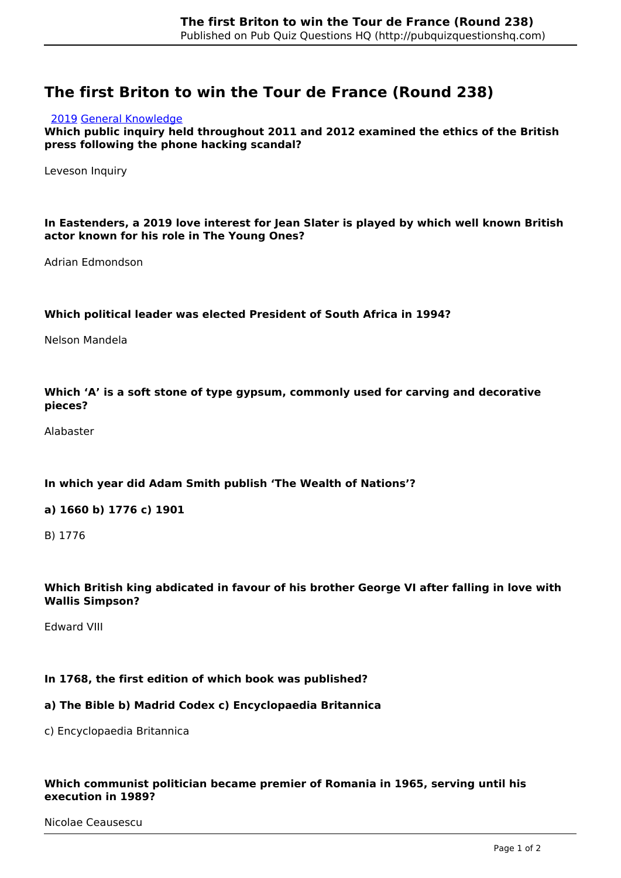# The first Briton to win the Tour de France (Round 238)

2019 General Knowledge

**Which public inquiry held throughout 2011 and 2012 examined the ethics of the British press following the phone hacking scandal?**

Leveson Inquiry

**In Eastenders, a 2019 love interest for Jean Slater is played by which well known British actor known for his role in The Young Ones?**

Adrian Edmondson

**Which political leader was elected President of South Africa in 1994?**

Nelson Mandela

**Which 'A' is a soft stone of type gypsum, commonly used for carving and decorative pieces?**

Alabaster

**In which year did Adam Smith publish 'The Wealth of Nations'?**

**a) 1660 b) 1776 c) 1901**

B) 1776

**Which British king abdicated in favour of his brother George VI after falling in love with Wallis Simpson?**

Edward VIII

**In 1768, the first edition of which book was published?**

**a) The Bible b) Madrid Codex c) Encyclopaedia Britannica**

c) Encyclopaedia Britannica

**Which communist politician became premier of Romania in 1965, serving until his execution in 1989?**

Nicolae Ceausescu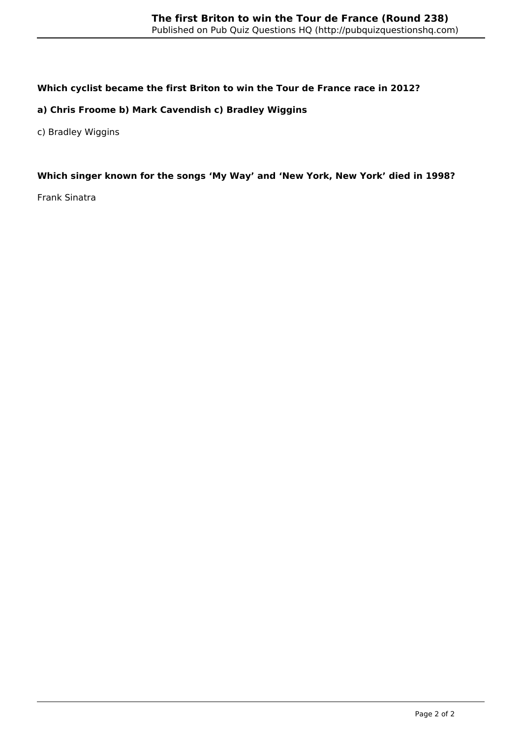**Which cyclist became the first Briton to win the Tour de France race in 2012?**

**a) Chris Froome b) Mark Cavendish c) Bradley Wiggins**

c) Bradley Wiggins

**Which singer known for the songs ‘My Way’ and ‘New York, New York’ died in 1998?**

Frank Sinatra